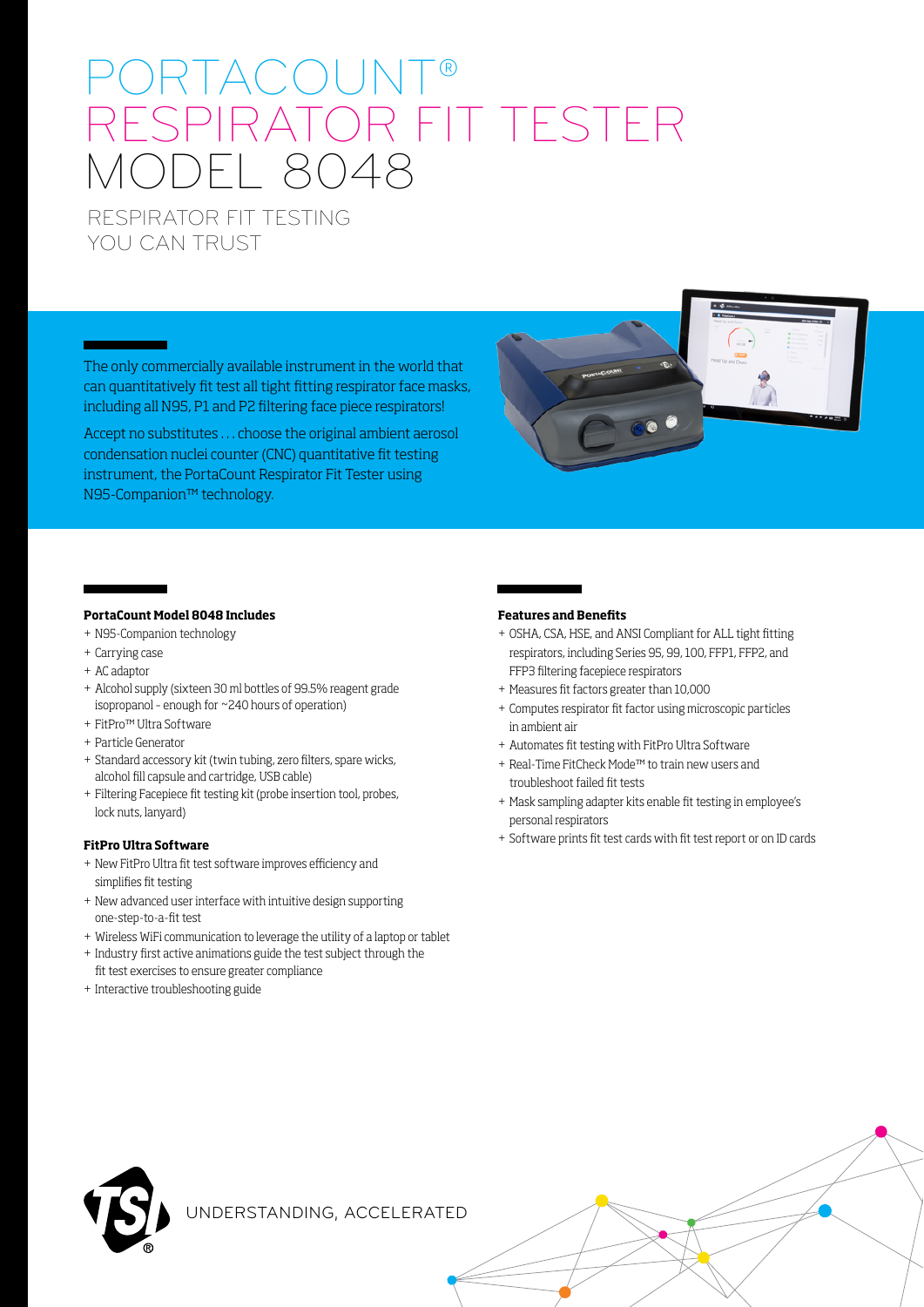# PORTACOUNT® RESPIRATOR FIT TESTER MODEL 8048

## RESPIRATOR FIT TESTING YOU CAN TRUST

The only commercially available instrument in the world that can quantitatively fit test all tight fitting respirator face masks, including all N95, P1 and P2 filtering face piece respirators!

Accept no substitutes . . . choose the original ambient aerosol condensation nuclei counter (CNC) quantitative fit testing instrument, the PortaCount Respirator Fit Tester using N95-Companion™ technology.

### PortaCount Model 8048 Includes

+ N95-Companion technology
+ Carrying case
+ AC adaptor
+ Alcohol supply (sixteen 30 ml bottles of 99.5% reagent grade isopropanol - enough for ~240 hours of operation)
+ FitPro™ Ultra Software
+ Particle Generator
+ Standard accessory kit (twin tubing, zero filters, spare wicks, alcohol fill capsule and cartridge, USB cable)
+ Filtering Facepiece fit testing kit (probe insertion tool, probes, lock nuts, lanyard)

### FitPro Ultra Software

+ New FitPro Ultra fit test software improves efficiency and simplifies fit testing
+ New advanced user interface with intuitive design supporting one-step-to-a-fit test
+ Wireless WiFi communication to leverage the utility of a laptop or tablet
+ Industry first active animations guide the test subject through the fit test exercises to ensure greater compliance
+ Interactive troubleshooting guide

### Features and Benefits

+ OSHA, CSA, HSE, and ANSI Compliant for ALL tight fitting respirators, including Series 95, 99, 100, FFP1, FFP2, and FFP3 filtering facepiece respirators
+ Measures fit factors greater than 10,000
+ Computes respirator fit factor using microscopic particles in ambient air
+ Automates fit testing with FitPro Ultra Software
+ Real-Time FitCheck Mode™ to train new users and troubleshoot failed fit tests
+ Mask sampling adapter kits enable fit testing in employee's personal respirators
+ Software prints fit test cards with fit test report or on ID cards

UNDERSTANDING, ACCELERATED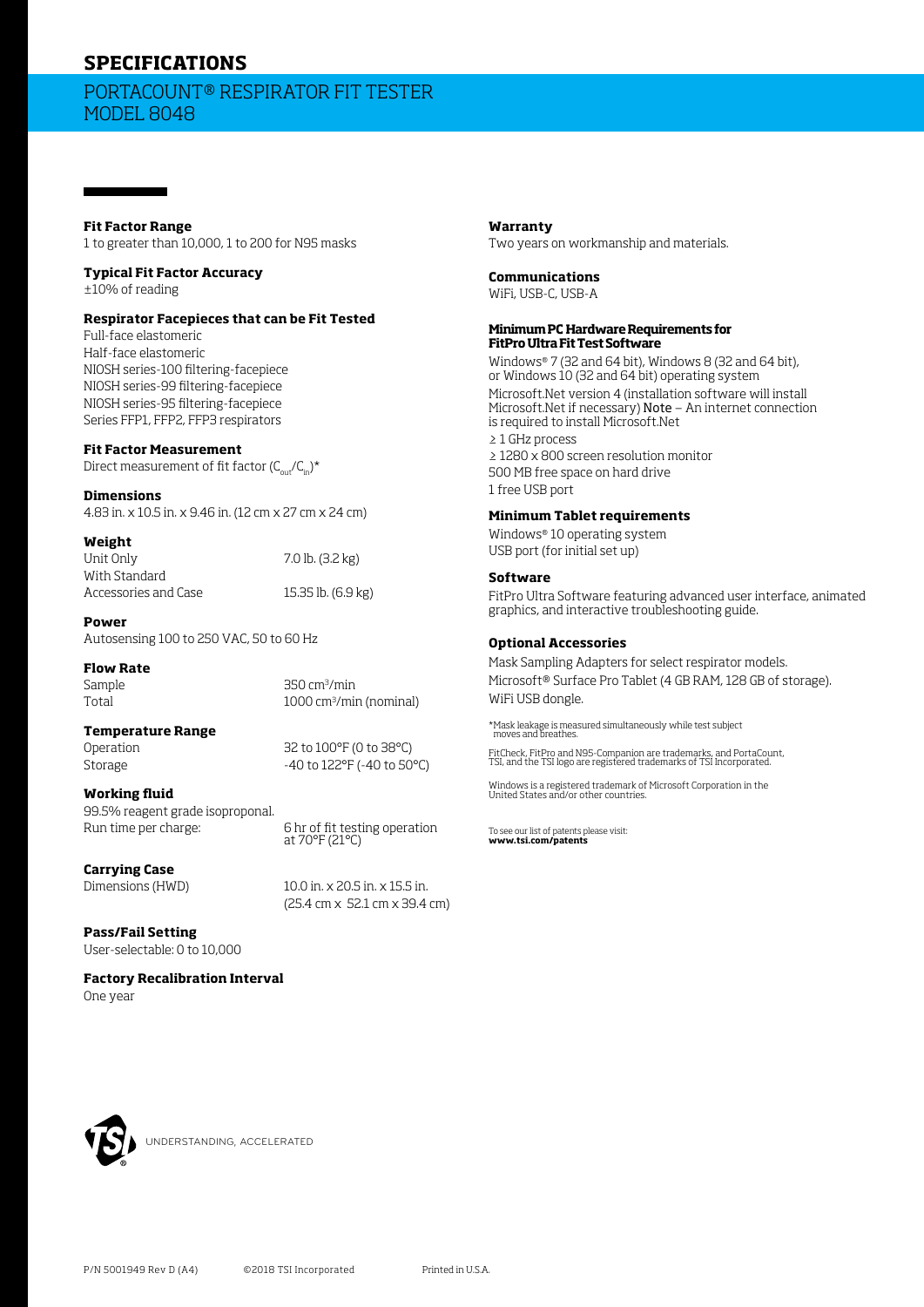## SPECIFICATIONS

# PORTACOUNT® RESPIRATOR FIT TESTER MODEL 8048

**Fit Factor Range**
1 to greater than 10,000, 1 to 200 for N95 masks

**Typical Fit Factor Accuracy**
±10% of reading

**Respirator Facepieces that can be Fit Tested**
Full-face elastomeric
Half-face elastomeric
NIOSH series-100 filtering-facepiece
NIOSH series-99 filtering-facepiece
NIOSH series-95 filtering-facepiece
Series FFP1, FFP2, FFP3 respirators

**Fit Factor Measurement**
Direct measurement of fit factor ($C_{out}/C_{in}$)*

**Dimensions**
4.83 in. x 10.5 in. x 9.46 in. (12 cm x 27 cm x 24 cm)

**Weight**

| | |
|---|---|
| Unit Only | 7.0 lb. (3.2 kg) |
| With Standard Accessories and Case | 15.35 lb. (6.9 kg) |

**Power**
Autosensing 100 to 250 VAC, 50 to 60 Hz

**Flow Rate**

| | |
|---|---|
| Sample | 350 $cm^3$/min |
| Total | 1000 $cm^3$/min (nominal) |

**Temperature Range**

| | |
|---|---|
| Operation | 32 to 100°F (0 to 38°C) |
| Storage | -40 to 122°F (-40 to 50°C) |

**Working fluid**
99.5% reagent grade isopropanal.

| | |
|---|---|
| Run time per charge: | 6 hr of fit testing operation at 70°F (21°C) |

**Carrying Case**

| | |
|---|---|
| Dimensions (HWD) | 10.0 in. x 20.5 in. x 15.5 in. (25.4 cm x 52.1 cm x 39.4 cm) |

**Pass/Fail Setting**
User-selectable: 0 to 10,000

**Factory Recalibration Interval**
One year

**Warranty**
Two years on workmanship and materials.

**Communications**
WiFi, USB-C, USB-A

**Minimum PC Hardware Requirements for FitPro Ultra Fit Test Software**
Windows® 7 (32 and 64 bit), Windows 8 (32 and 64 bit), or Windows 10 (32 and 64 bit) operating system
Microsoft.Net version 4 (installation software will install Microsoft.Net if necessary) Note – An internet connection is required to install Microsoft.Net
≥ 1 GHz process
≥ 1280 x 800 screen resolution monitor
500 MB free space on hard drive
1 free USB port

**Minimum Tablet requirements**
Windows® 10 operating system
USB port (for initial set up)

**Software**
FitPro Ultra Software featuring advanced user interface, animated graphics, and interactive troubleshooting guide.

**Optional Accessories**
Mask Sampling Adapters for select respirator models.
Microsoft® Surface Pro Tablet (4 GB RAM, 128 GB of storage).
WiFi USB dongle.

*Mask leakage is measured simultaneously while test subject moves and breathes.

FitCheck, FitPro and N95-Companion are trademarks, and PortaCount, TSI, and the TSI logo are registered trademarks of TSI Incorporated.

Windows is a registered trademark of Microsoft Corporation in the United States and/or other countries.

To see our list of patents please visit:
**www.tsi.com/patents**

UNDERSTANDING, ACCELERATED

P/N 5001949 Rev D (A4) ©2018 TSI Incorporated Printed in U.S.A.